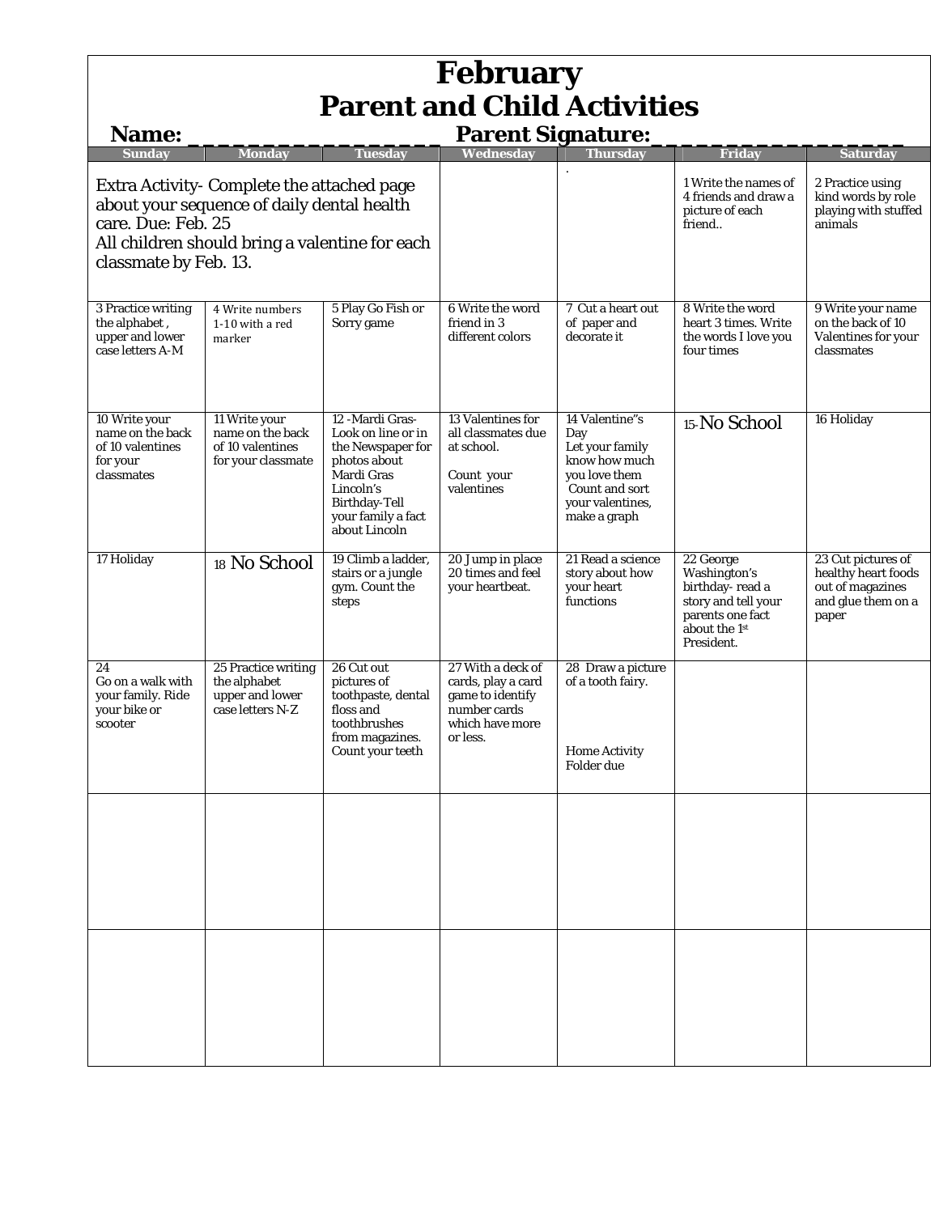# February
# Parent and Child Activities

**Name: ___________________ Parent Signature: ___________________**

| Sunday | Monday | Tuesday | Wednesday | Thursday | Friday | Saturday |
|---|---|---|---|---|---|---|
| Extra Activity- Complete the attached page about your sequence of daily dental health care. Due: Feb. 25<br>All children should bring a valentine for each classmate by Feb. 13. | | | | . | 1 Write the names of 4 friends and draw a picture of each friend.. | 2 Practice using kind words by role playing with stuffed animals |
| 3 Practice writing the alphabet , upper and lower case letters A-M | 4 Write numbers 1-10 with a red marker | 5 Play Go Fish or Sorry game | 6 Write the word friend in 3 different colors | 7 Cut a heart out of paper and decorate it | 8 Write the word heart 3 times. Write the words I love you four times | 9 Write your name on the back of 10 Valentines for your classmates |
| 10 Write your name on the back of 10 valentines for your classmates | 11 Write your name on the back of 10 valentines for your classmate | 12 -Mardi Gras- Look on line or in the Newspaper for photos about Mardi Gras<br>Lincoln's Birthday-Tell your family a fact about Lincoln | 13 Valentines for all classmates due at school.<br><br>Count your valentines | 14 Valentine"s Day<br>Let your family know how much you love them<br>Count and sort your valentines, make a graph | 15-No School | 16 Holiday |
| 17 Holiday | 18 No School | 19 Climb a ladder, stairs or a jungle gym. Count the steps | 20 Jump in place 20 times and feel your heartbeat. | 21 Read a science story about how your heart functions | 22 George Washington's birthday- read a story and tell your parents one fact about the 1st President. | 23 Cut pictures of healthy heart foods out of magazines and glue them on a paper |
| 24<br>Go on a walk with your family. Ride your bike or scooter | 25 Practice writing the alphabet upper and lower case letters N-Z | 26 Cut out pictures of toothpaste, dental floss and toothbrushes from magazines. Count your teeth | 27 With a deck of cards, play a card game to identify number cards which have more or less. | 28 Draw a picture of a tooth fairy.<br><br>Home Activity Folder due | | |
| | | | | | | |
| | | | | | | |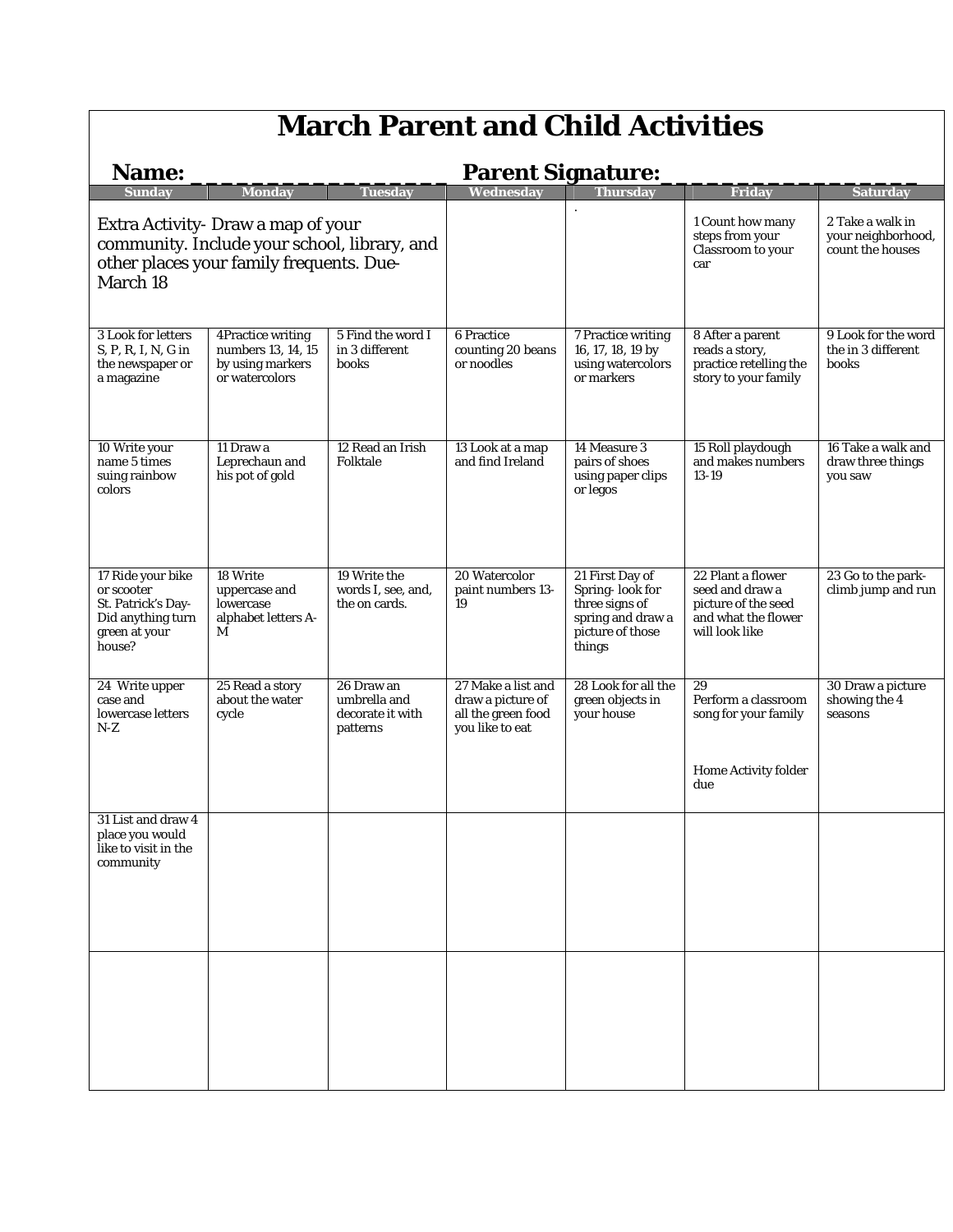# March Parent and Child Activities

**Name: \_\_\_\_\_\_\_\_\_\_\_\_\_\_\_\_\_\_ Parent Signature:\_\_\_\_\_\_\_\_\_\_\_\_\_\_\_\_\_\_**

| Sunday | Monday | Tuesday | Wednesday | Thursday | Friday | Saturday |
|---|---|---|---|---|---|---|
| Extra Activity- Draw a map of your community. Include your school, library, and other places your family frequents. Due- March 18 | | | | . | 1 Count how many steps from your Classroom to your car | 2 Take a walk in your neighborhood, count the houses |
| 3 Look for letters S, P, R, I, N, G in the newspaper or a magazine | 4Practice writing numbers 13, 14, 15 by using markers or watercolors | 5 Find the word I in 3 different books | 6 Practice counting 20 beans or noodles | 7 Practice writing 16, 17, 18, 19 by using watercolors or markers | 8 After a parent reads a story, practice retelling the story to your family | 9 Look for the word the in 3 different books |
| 10 Write your name 5 times suing rainbow colors | 11 Draw a Leprechaun and his pot of gold | 12 Read an Irish Folktale | 13 Look at a map and find Ireland | 14 Measure 3 pairs of shoes using paper clips or legos | 15 Roll playdough and makes numbers 13-19 | 16 Take a walk and draw three things you saw |
| 17 Ride your bike or scooter St. Patrick's Day- Did anything turn green at your house? | 18 Write uppercase and lowercase alphabet letters A-M | 19 Write the words I, see, and, the on cards. | 20 Watercolor paint numbers 13-19 | 21 First Day of Spring- look for three signs of spring and draw a picture of those things | 22 Plant a flower seed and draw a picture of the seed and what the flower will look like | 23 Go to the park- climb jump and run |
| 24 Write upper case and lowercase letters N-Z | 25 Read a story about the water cycle | 26 Draw an umbrella and decorate it with patterns | 27 Make a list and draw a picture of all the green food you like to eat | 28 Look for all the green objects in your house | 29 Perform a classroom song for your family<br><br>Home Activity folder due | 30 Draw a picture showing the 4 seasons |
| 31 List and draw 4 place you would like to visit in the community | | | | | | |
| | | | | | | |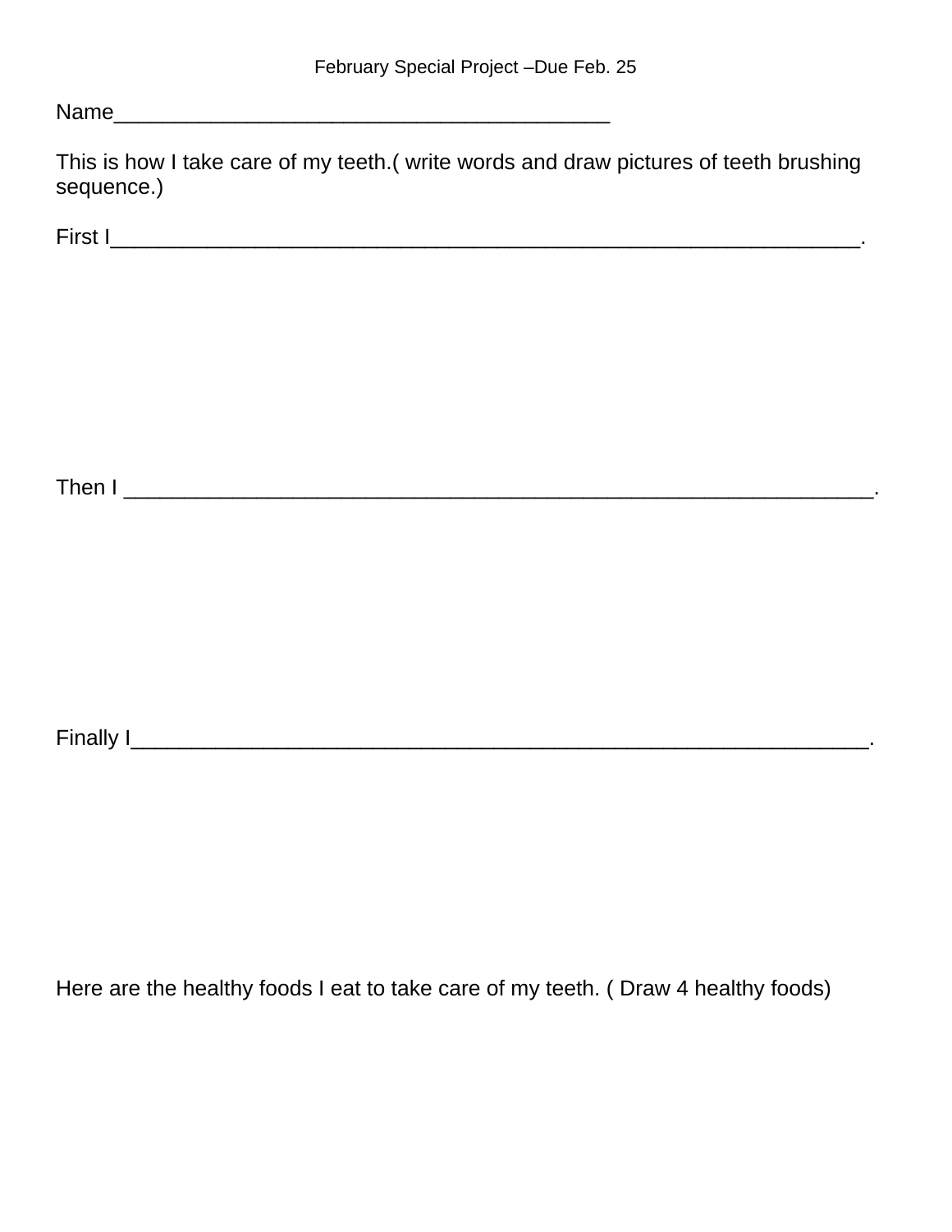February Special Project –Due Feb. 25

Name________________________________________

This is how I take care of my teeth.( write words and draw pictures of teeth brushing sequence.)

First I____________________________________________________________.

Then I ____________________________________________________________.

Finally I___________________________________________________________.

Here are the healthy foods I eat to take care of my teeth. ( Draw 4 healthy foods)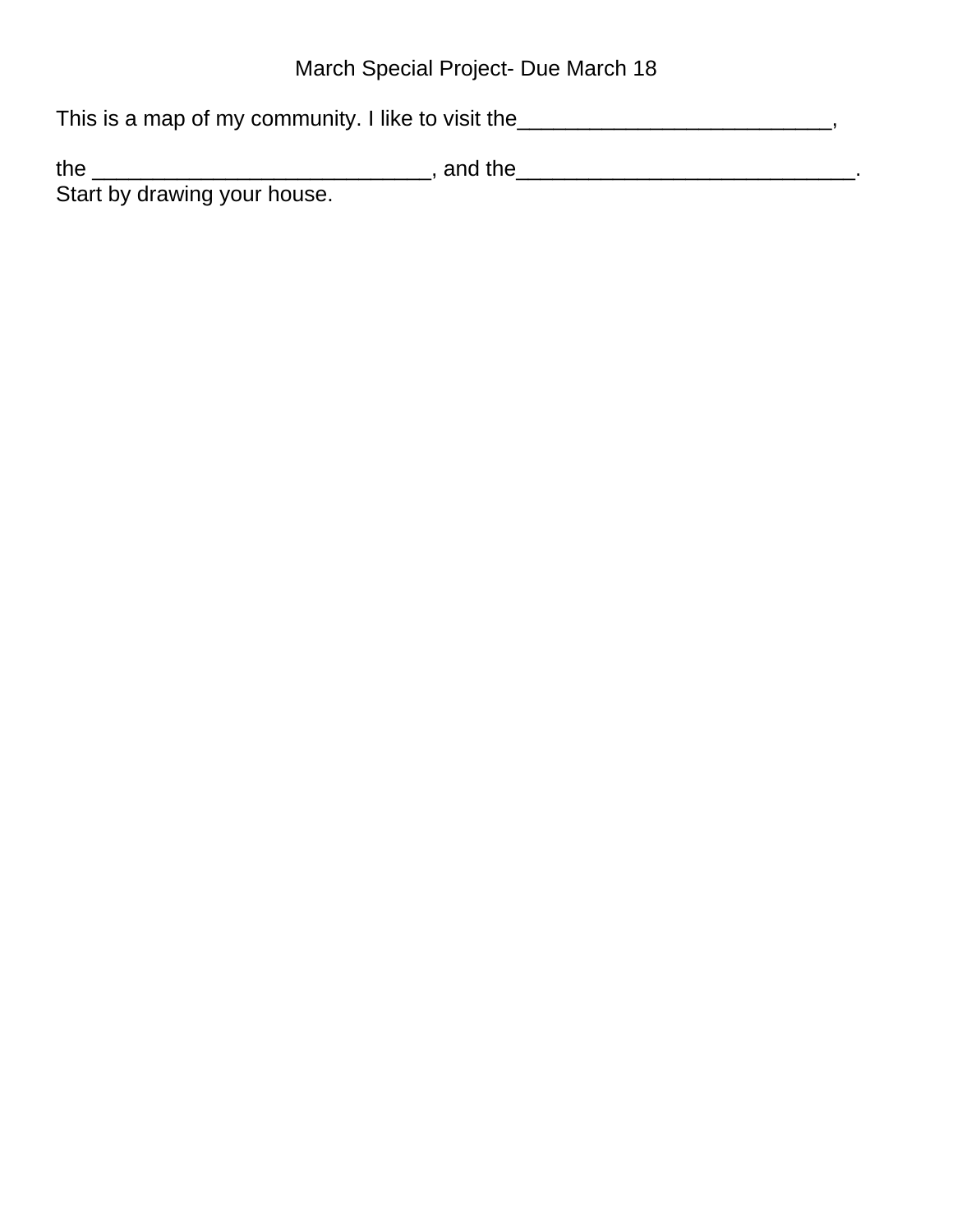March Special Project- Due March 18

This is a map of my community. I like to visit the__________________________,

the ____________________________, and the____________________________.
Start by drawing your house.